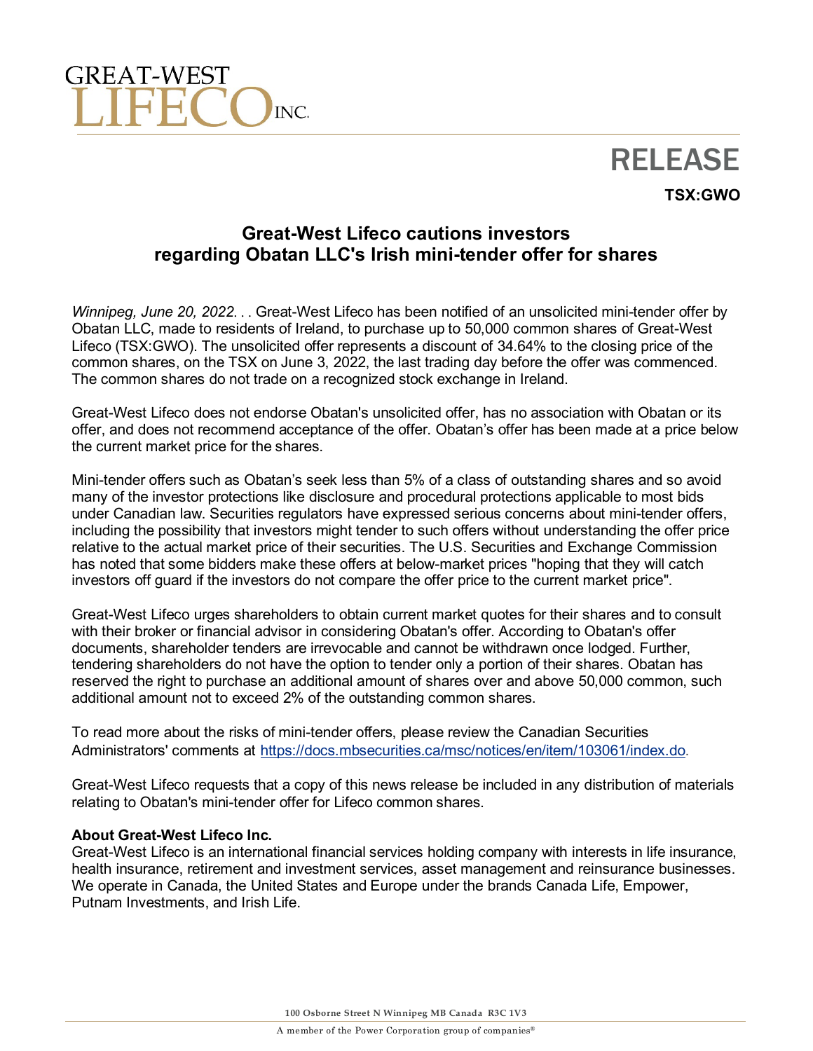GREAT-WEST LIFECO INC.

# RELEASE

**TSX:GWO**

## Great-West Lifeco cautions investors regarding Obatan LLC's Irish mini-tender offer for shares

*Winnipeg, June 20, 2022.* . . Great-West Lifeco has been notified of an unsolicited mini-tender offer by Obatan LLC, made to residents of Ireland, to purchase up to 50,000 common shares of Great-West Lifeco (TSX:GWO). The unsolicited offer represents a discount of 34.64% to the closing price of the common shares, on the TSX on June 3, 2022, the last trading day before the offer was commenced. The common shares do not trade on a recognized stock exchange in Ireland.

Great-West Lifeco does not endorse Obatan's unsolicited offer, has no association with Obatan or its offer, and does not recommend acceptance of the offer. Obatan's offer has been made at a price below the current market price for the shares.

Mini-tender offers such as Obatan's seek less than 5% of a class of outstanding shares and so avoid many of the investor protections like disclosure and procedural protections applicable to most bids under Canadian law. Securities regulators have expressed serious concerns about mini-tender offers, including the possibility that investors might tender to such offers without understanding the offer price relative to the actual market price of their securities. The U.S. Securities and Exchange Commission has noted that some bidders make these offers at below-market prices "hoping that they will catch investors off guard if the investors do not compare the offer price to the current market price".

Great-West Lifeco urges shareholders to obtain current market quotes for their shares and to consult with their broker or financial advisor in considering Obatan's offer. According to Obatan's offer documents, shareholder tenders are irrevocable and cannot be withdrawn once lodged. Further, tendering shareholders do not have the option to tender only a portion of their shares. Obatan has reserved the right to purchase an additional amount of shares over and above 50,000 common, such additional amount not to exceed 2% of the outstanding common shares.

To read more about the risks of mini-tender offers, please review the Canadian Securities Administrators' comments at [https://docs.mbsecurities.ca/msc/notices/en/item/103061/index.do](https://docs.mbsecurities.ca/msc/notices/en/item/103061/index.do).

Great-West Lifeco requests that a copy of this news release be included in any distribution of materials relating to Obatan's mini-tender offer for Lifeco common shares.

**About Great-West Lifeco Inc.**

Great-West Lifeco is an international financial services holding company with interests in life insurance, health insurance, retirement and investment services, asset management and reinsurance businesses. We operate in Canada, the United States and Europe under the brands Canada Life, Empower, Putnam Investments, and Irish Life.

100 Osborne Street N Winnipeg MB Canada R3C 1V3

A member of the Power Corporation group of companies®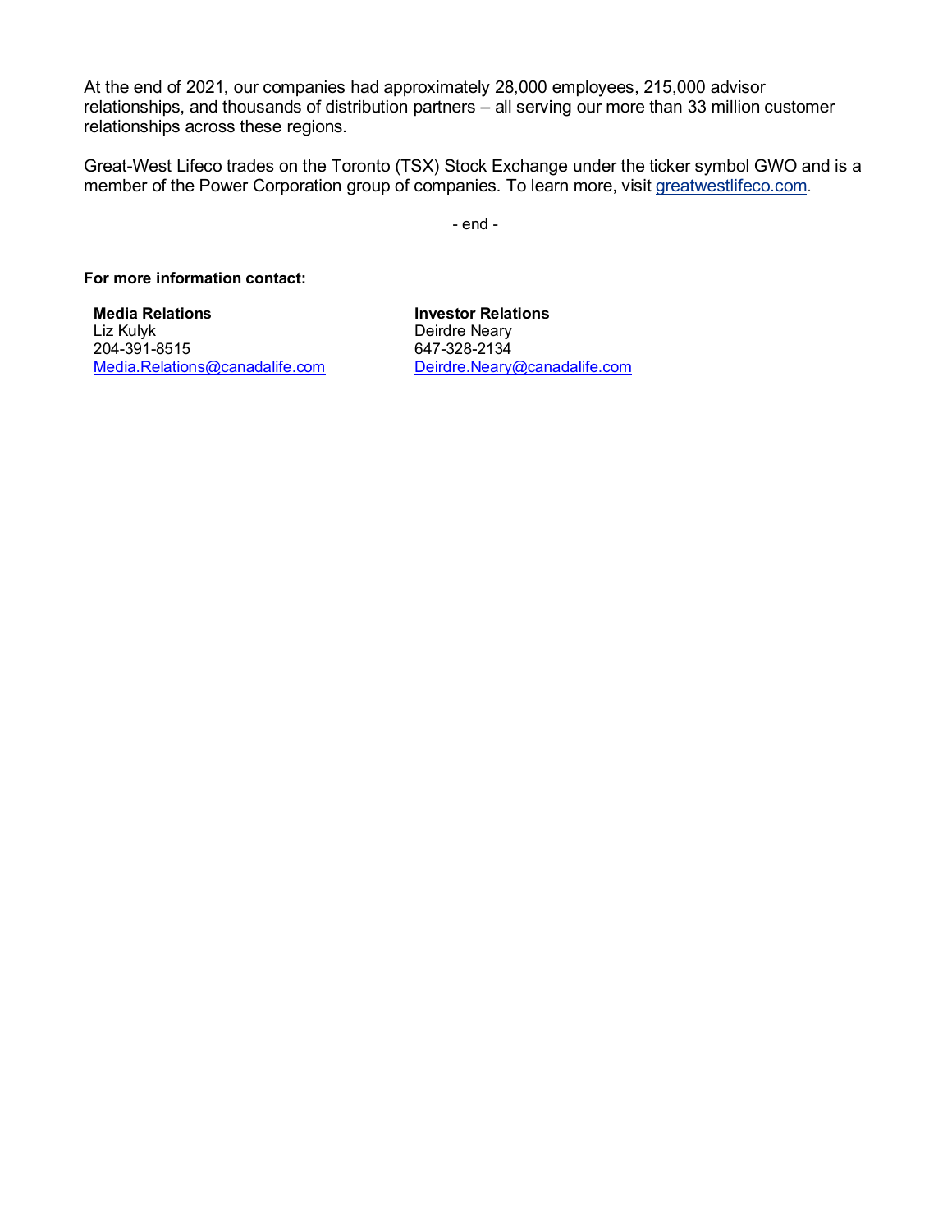At the end of 2021, our companies had approximately 28,000 employees, 215,000 advisor relationships, and thousands of distribution partners – all serving our more than 33 million customer relationships across these regions.

Great-West Lifeco trades on the Toronto (TSX) Stock Exchange under the ticker symbol GWO and is a member of the Power Corporation group of companies. To learn more, visit greatwestlifeco.com.

- end -

**For more information contact:**

**Media Relations**
Liz Kulyk
204-391-8515
Media.Relations@canadalife.com

**Investor Relations**
Deirdre Neary
647-328-2134
Deirdre.Neary@canadalife.com